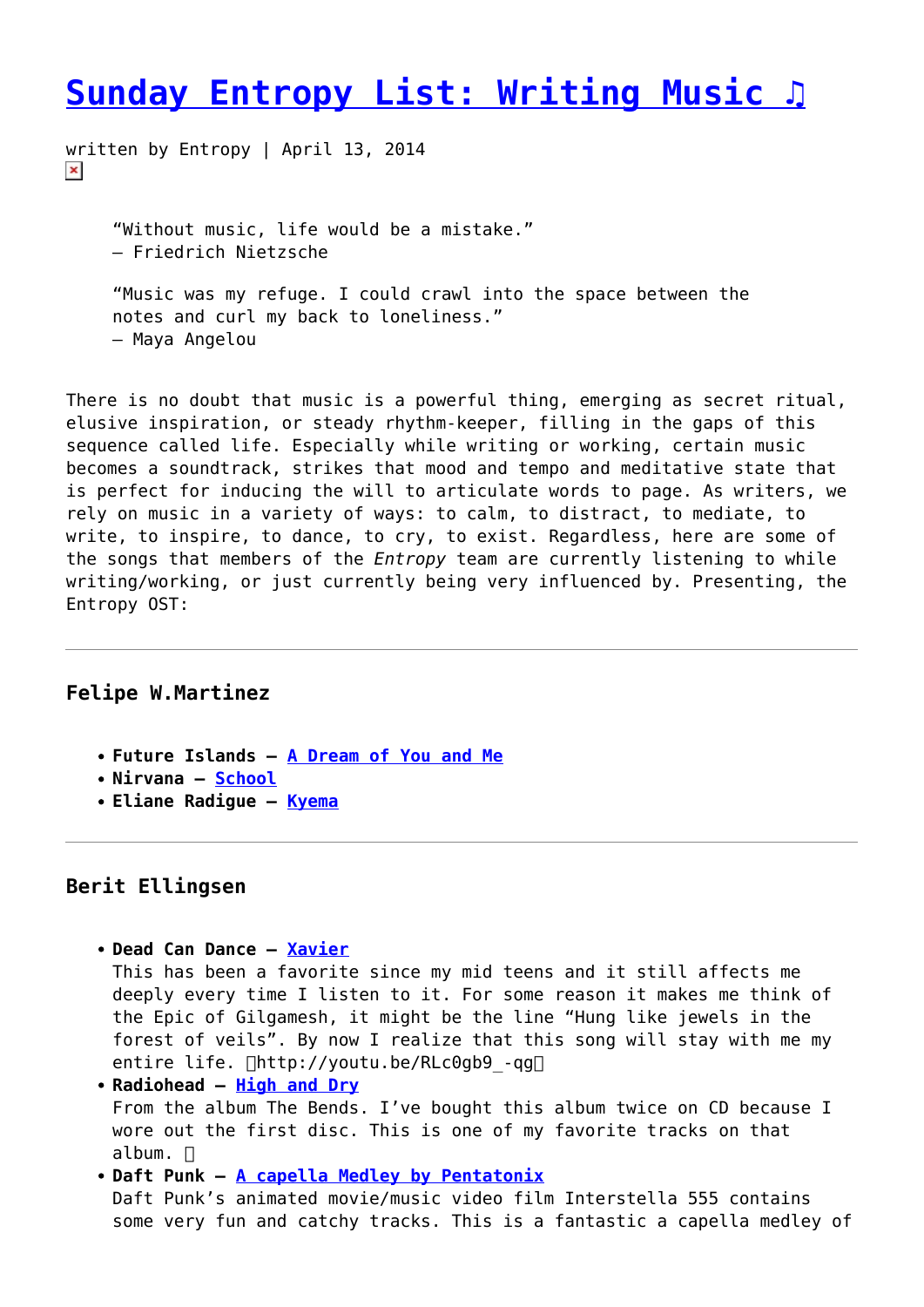# Sunday Entropy List: Writing Music ♫

written by Entropy | April 13, 2014

> "Without music, life would be a mistake."
> – Friedrich Nietzsche
>
> "Music was my refuge. I could crawl into the space between the notes and curl my back to loneliness."
> – Maya Angelou

There is no doubt that music is a powerful thing, emerging as secret ritual, elusive inspiration, or steady rhythm-keeper, filling in the gaps of this sequence called life. Especially while writing or working, certain music becomes a soundtrack, strikes that mood and tempo and meditative state that is perfect for inducing the will to articulate words to page. As writers, we rely on music in a variety of ways: to calm, to distract, to mediate, to write, to inspire, to dance, to cry, to exist. Regardless, here are some of the songs that members of the *Entropy* team are currently listening to while writing/working, or just currently being very influenced by. Presenting, the Entropy OST:

---

### Felipe W.Martinez

- **Future Islands – A Dream of You and Me**
- **Nirvana – School**
- **Eliane Radigue – Kyema**

---

### Berit Ellingsen

- **Dead Can Dance – Xavier**
  This has been a favorite since my mid teens and it still affects me deeply every time I listen to it. For some reason it makes me think of the Epic of Gilgamesh, it might be the line "Hung like jewels in the forest of veils". By now I realize that this song will stay with me my entire life. http://youtu.be/RLc0gb9_-qg
- **Radiohead – High and Dry**
  From the album The Bends. I've bought this album twice on CD because I wore out the first disc. This is one of my favorite tracks on that album.
- **Daft Punk – A capella Medley by Pentatonix**
  Daft Punk's animated movie/music video film Interstella 555 contains some very fun and catchy tracks. This is a fantastic a capella medley of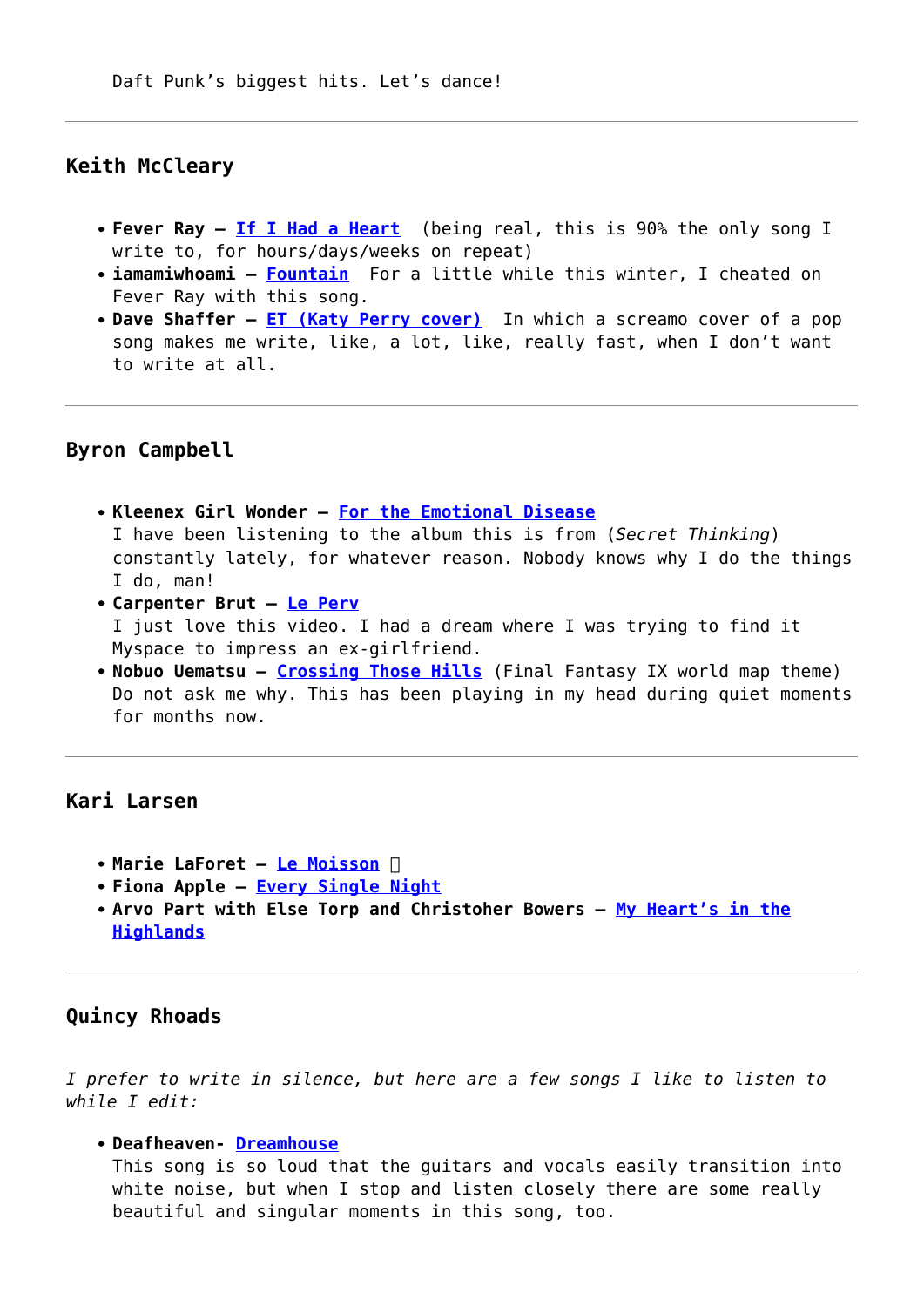Daft Punk's biggest hits. Let's dance!

---

### Keith McCleary

- **Fever Ray – If I Had a Heart** (being real, this is 90% the only song I write to, for hours/days/weeks on repeat)
- **iamamiwhoami – Fountain** For a little while this winter, I cheated on Fever Ray with this song.
- **Dave Shaffer – ET (Katy Perry cover)** In which a screamo cover of a pop song makes me write, like, a lot, like, really fast, when I don't want to write at all.

---

### Byron Campbell

- **Kleenex Girl Wonder – For the Emotional Disease**
  I have been listening to the album this is from (*Secret Thinking*) constantly lately, for whatever reason. Nobody knows why I do the things I do, man!
- **Carpenter Brut – Le Perv**
  I just love this video. I had a dream where I was trying to find it Myspace to impress an ex-girlfriend.
- **Nobuo Uematsu – Crossing Those Hills** (Final Fantasy IX world map theme)
  Do not ask me why. This has been playing in my head during quiet moments for months now.

---

### Kari Larsen

- **Marie LaForet – Le Moisson** 
- **Fiona Apple – Every Single Night**
- **Arvo Part with Else Torp and Christoher Bowers – My Heart's in the Highlands**

---

### Quincy Rhoads

*I prefer to write in silence, but here are a few songs I like to listen to while I edit:*

- **Deafheaven- Dreamhouse**
  This song is so loud that the guitars and vocals easily transition into white noise, but when I stop and listen closely there are some really beautiful and singular moments in this song, too.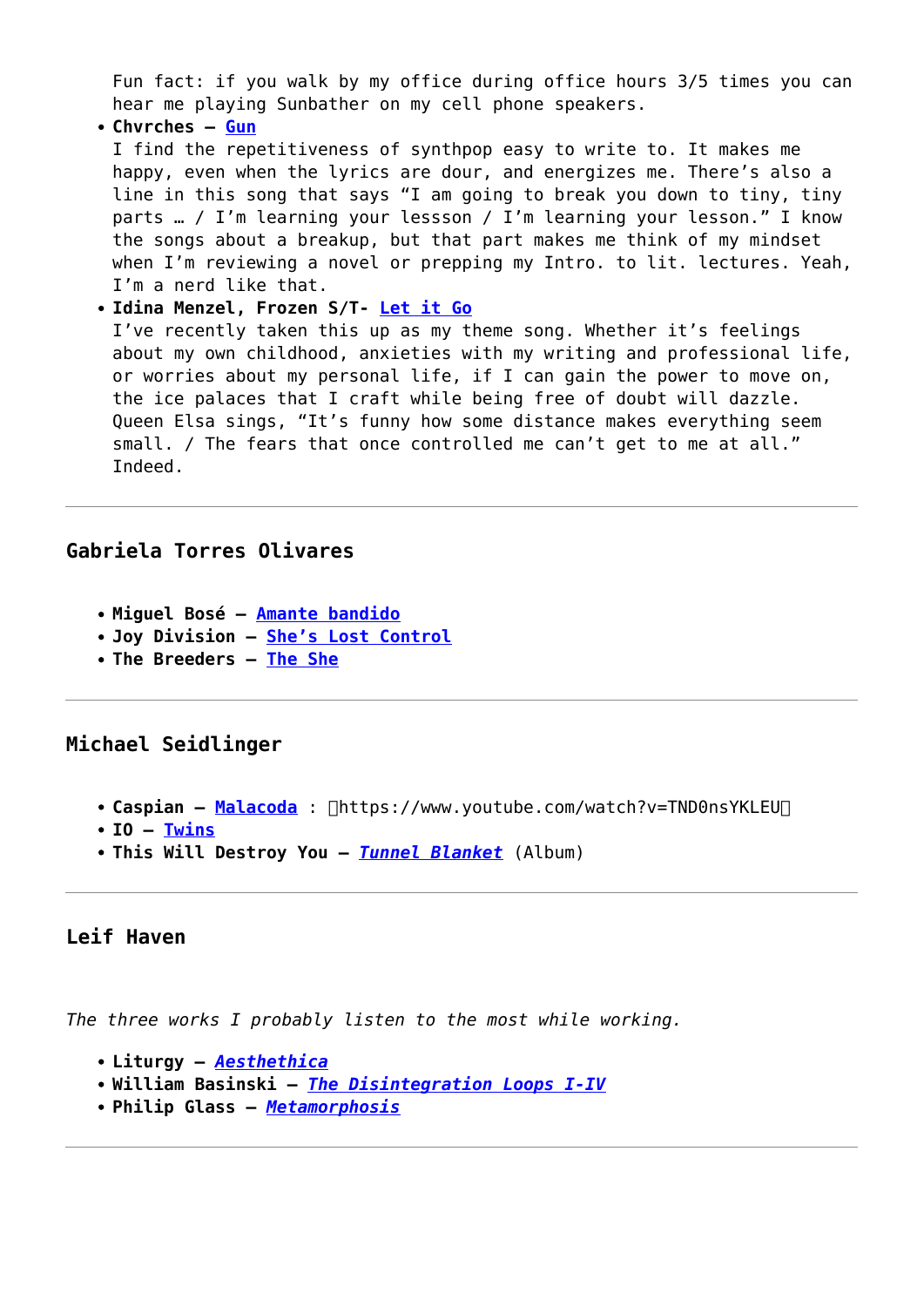Fun fact: if you walk by my office during office hours 3/5 times you can hear me playing Sunbather on my cell phone speakers.

- **Chvrches – Gun**
  I find the repetitiveness of synthpop easy to write to. It makes me happy, even when the lyrics are dour, and energizes me. There's also a line in this song that says "I am going to break you down to tiny, tiny parts … / I'm learning your lessson / I'm learning your lesson." I know the songs about a breakup, but that part makes me think of my mindset when I'm reviewing a novel or prepping my Intro. to lit. lectures. Yeah, I'm a nerd like that.
- **Idina Menzel, Frozen S/T- Let it Go**
  I've recently taken this up as my theme song. Whether it's feelings about my own childhood, anxieties with my writing and professional life, or worries about my personal life, if I can gain the power to move on, the ice palaces that I craft while being free of doubt will dazzle. Queen Elsa sings, "It's funny how some distance makes everything seem small. / The fears that once controlled me can't get to me at all." Indeed.

---

### Gabriela Torres Olivares

- **Miguel Bosé – Amante bandido**
- **Joy Division – She's Lost Control**
- **The Breeders – The She**

---

### Michael Seidlinger

- **Caspian – Malacoda** : https://www.youtube.com/watch?v=TND0nsYKLEU
- **IO – Twins**
- **This Will Destroy You – *Tunnel Blanket*** (Album)

---

### Leif Haven

*The three works I probably listen to the most while working.*

- **Liturgy – *Aesthethica***
- **William Basinski – *The Disintegration Loops I-IV***
- **Philip Glass – *Metamorphosis***

---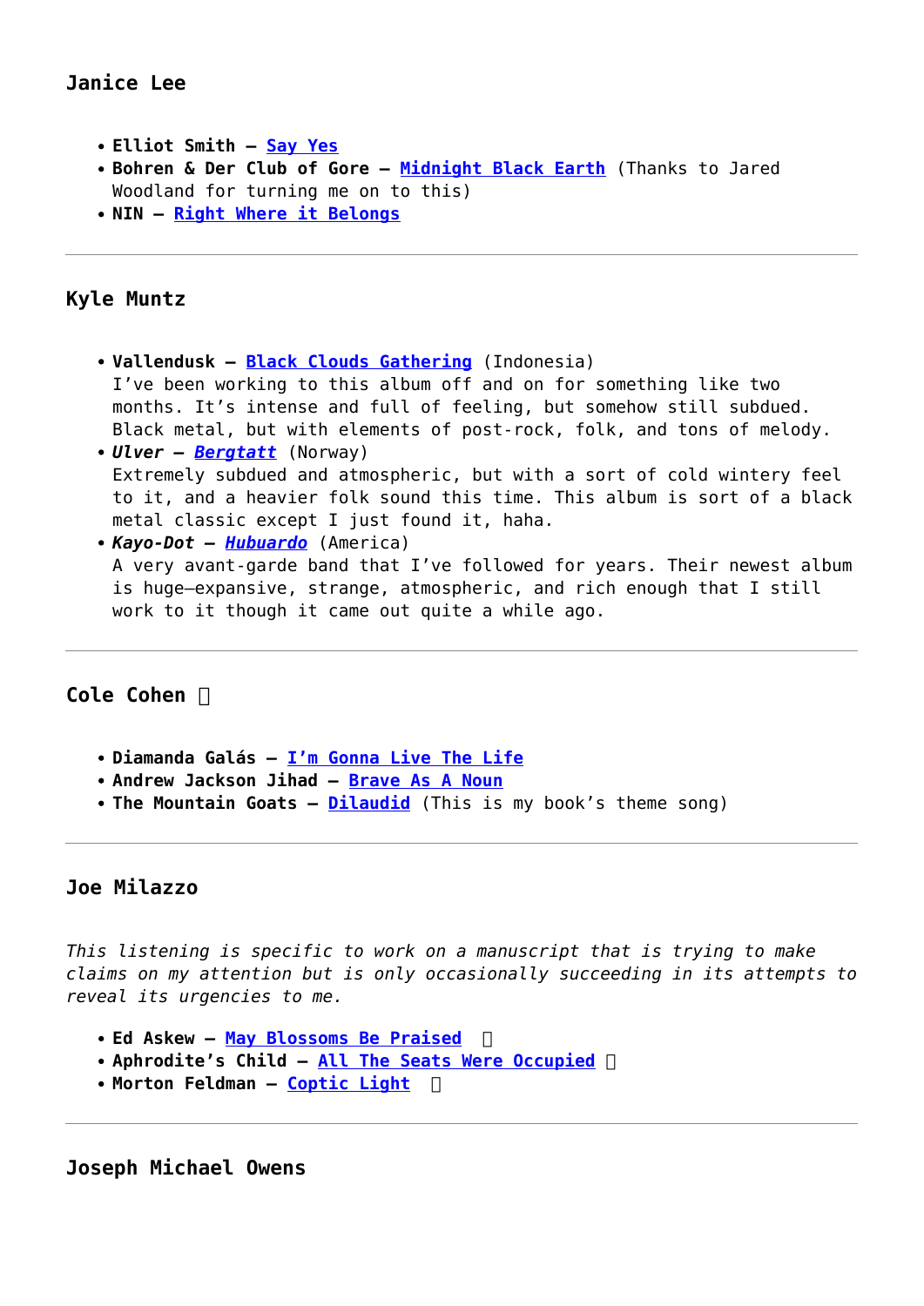### Janice Lee

- **Elliot Smith – Say Yes**
- **Bohren & Der Club of Gore – Midnight Black Earth** (Thanks to Jared Woodland for turning me on to this)
- **NIN – Right Where it Belongs**

---

### Kyle Muntz

- **Vallendusk – Black Clouds Gathering** (Indonesia)
  I've been working to this album off and on for something like two months. It's intense and full of feeling, but somehow still subdued. Black metal, but with elements of post-rock, folk, and tons of melody.
- ***Ulver – Bergtatt*** (Norway)
  Extremely subdued and atmospheric, but with a sort of cold wintery feel to it, and a heavier folk sound this time. This album is sort of a black metal classic except I just found it, haha.
- ***Kayo-Dot – Hubuardo*** (America)
  A very avant-garde band that I've followed for years. Their newest album is huge—expansive, strange, atmospheric, and rich enough that I still work to it though it came out quite a while ago.

---

### Cole Cohen

- **Diamanda Galás – I'm Gonna Live The Life**
- **Andrew Jackson Jihad – Brave As A Noun**
- **The Mountain Goats – Dilaudid** (This is my book's theme song)

---

### Joe Milazzo

*This listening is specific to work on a manuscript that is trying to make claims on my attention but is only occasionally succeeding in its attempts to reveal its urgencies to me.*

- **Ed Askew – May Blossoms Be Praised**
- **Aphrodite's Child – All The Seats Were Occupied**
- **Morton Feldman – Coptic Light**

---

### Joseph Michael Owens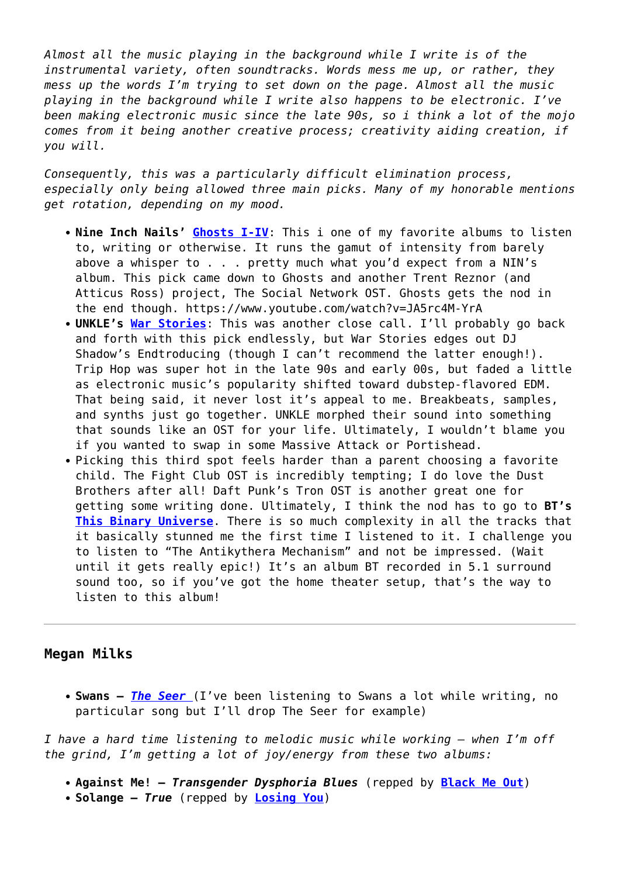*Almost all the music playing in the background while I write is of the instrumental variety, often soundtracks. Words mess me up, or rather, they mess up the words I'm trying to set down on the page. Almost all the music playing in the background while I write also happens to be electronic. I've been making electronic music since the late 90s, so i think a lot of the mojo comes from it being another creative process; creativity aiding creation, if you will.*

*Consequently, this was a particularly difficult elimination process, especially only being allowed three main picks. Many of my honorable mentions get rotation, depending on my mood.*

- **Nine Inch Nails' [Ghosts I-IV](https://www.youtube.com/watch?v=JA5rc4M-YrA)**: This i one of my favorite albums to listen to, writing or otherwise. It runs the gamut of intensity from barely above a whisper to . . . pretty much what you'd expect from a NIN's album. This pick came down to Ghosts and another Trent Reznor (and Atticus Ross) project, The Social Network OST. Ghosts gets the nod in the end though. https://www.youtube.com/watch?v=JA5rc4M-YrA
- **UNKLE's [War Stories]()**: This was another close call. I'll probably go back and forth with this pick endlessly, but War Stories edges out DJ Shadow's Endtroducing (though I can't recommend the latter enough!). Trip Hop was super hot in the late 90s and early 00s, but faded a little as electronic music's popularity shifted toward dubstep-flavored EDM. That being said, it never lost it's appeal to me. Breakbeats, samples, and synths just go together. UNKLE morphed their sound into something that sounds like an OST for your life. Ultimately, I wouldn't blame you if you wanted to swap in some Massive Attack or Portishead.
- Picking this third spot feels harder than a parent choosing a favorite child. The Fight Club OST is incredibly tempting; I do love the Dust Brothers after all! Daft Punk's Tron OST is another great one for getting some writing done. Ultimately, I think the nod has to go to **BT's [This Binary Universe]()**. There is so much complexity in all the tracks that it basically stunned me the first time I listened to it. I challenge you to listen to "The Antikythera Mechanism" and not be impressed. (Wait until it gets really epic!) It's an album BT recorded in 5.1 surround sound too, so if you've got the home theater setup, that's the way to listen to this album!

---

## Megan Milks

- **Swans – *[The Seer]()*** (I've been listening to Swans a lot while writing, no particular song but I'll drop The Seer for example)

*I have a hard time listening to melodic music while working – when I'm off the grind, I'm getting a lot of joy/energy from these two albums:*

- **Against Me! – *Transgender Dysphoria Blues*** (repped by **[Black Me Out]()**)
- **Solange – *True*** (repped by **[Losing You]()**)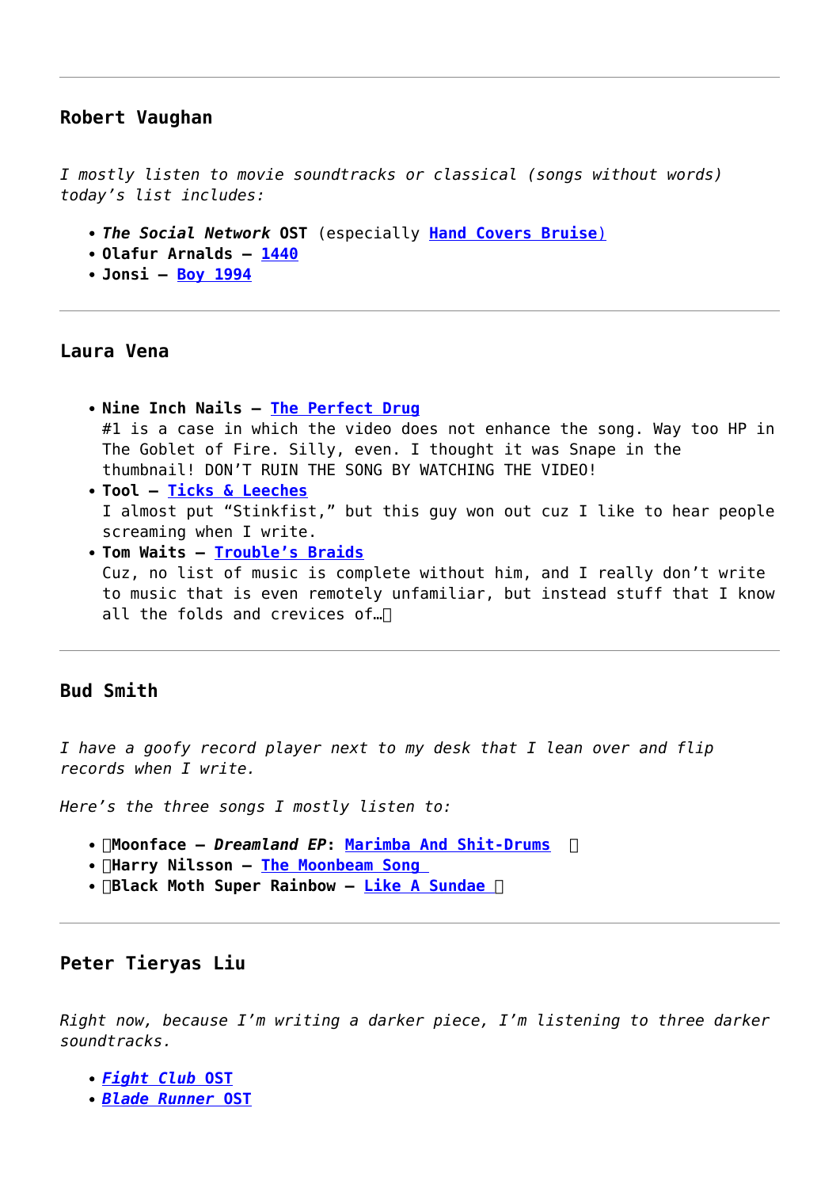---

### Robert Vaughan

*I mostly listen to movie soundtracks or classical (songs without words) today's list includes:*

- ***The Social Network* OST** (especially [Hand Covers Bruise)](#)
- **Olafur Arnalds –** [**1440**](#)
- **Jonsi –** [**Boy 1994**](#)

---

### Laura Vena

- **Nine Inch Nails –** [**The Perfect Drug**](#)
  #1 is a case in which the video does not enhance the song. Way too HP in The Goblet of Fire. Silly, even. I thought it was Snape in the thumbnail! DON'T RUIN THE SONG BY WATCHING THE VIDEO!
- **Tool –** [**Ticks & Leeches**](#)
  I almost put "Stinkfist," but this guy won out cuz I like to hear people screaming when I write.
- **Tom Waits –** [**Trouble's Braids**](#)
  Cuz, no list of music is complete without him, and I really don't write to music that is even remotely unfamiliar, but instead stuff that I know all the folds and crevices of…

---

### Bud Smith

*I have a goofy record player next to my desk that I lean over and flip records when I write.*

*Here's the three songs I mostly listen to:*

- **Moonface – *Dreamland EP*:** [**Marimba And Shit-Drums**](#)
- **Harry Nilsson –** [**The Moonbeam Song**](#)
- **Black Moth Super Rainbow –** [**Like A Sundae**](#)

---

### Peter Tieryas Liu

*Right now, because I'm writing a darker piece, I'm listening to three darker soundtracks.*

- [***Fight Club* OST**](#)
- [***Blade Runner* OST**](#)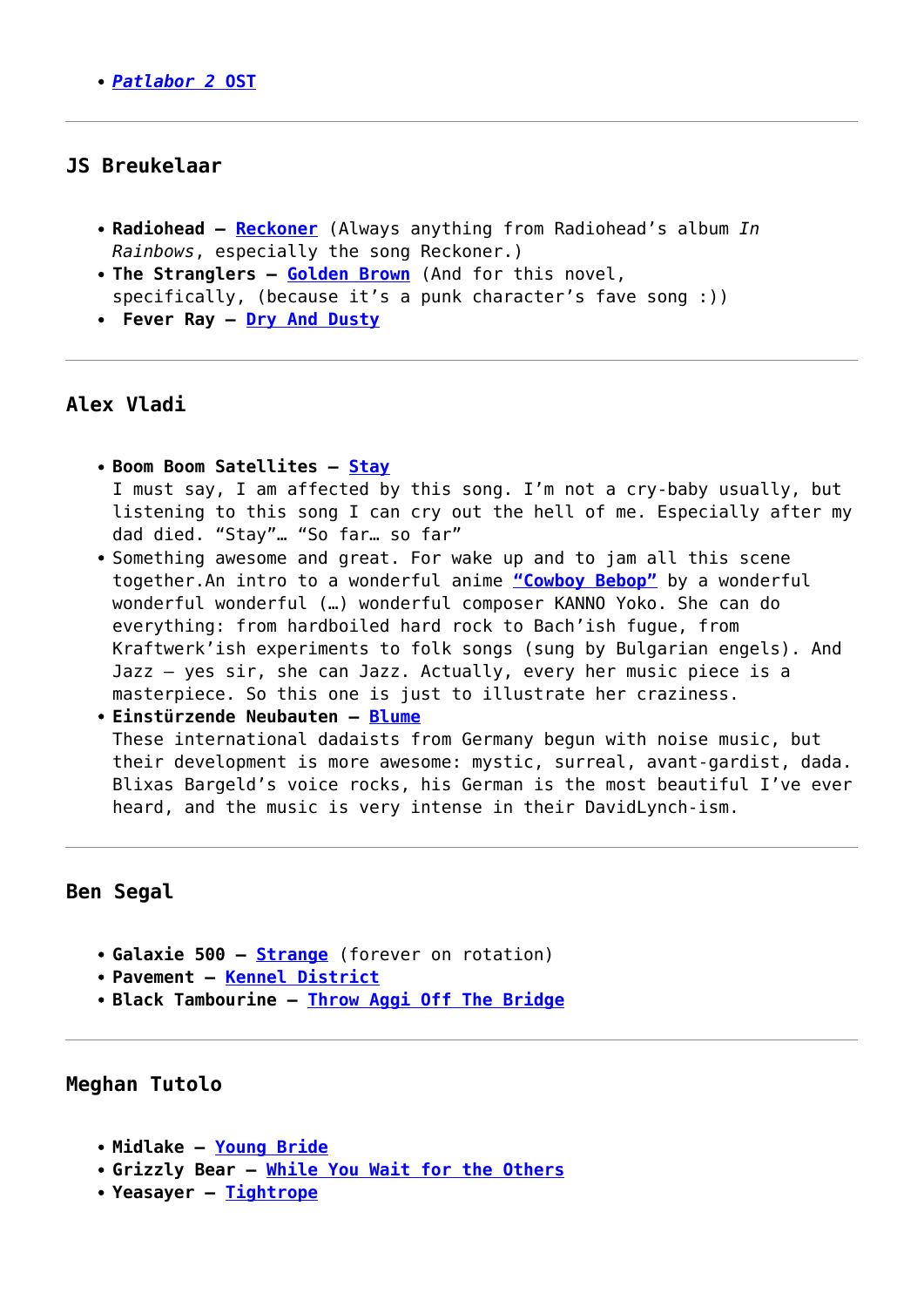- ***Patlabor 2* OST**

---

### JS Breukelaar

- **Radiohead – Reckoner** (Always anything from Radiohead's album *In Rainbows*, especially the song Reckoner.)
- **The Stranglers – Golden Brown** (And for this novel, specifically, (because it's a punk character's fave song :))
- **Fever Ray – Dry And Dusty**

---

### Alex Vladi

- **Boom Boom Satellites – Stay**
  I must say, I am affected by this song. I'm not a cry-baby usually, but listening to this song I can cry out the hell of me. Especially after my dad died. "Stay"… "So far… so far"
- Something awesome and great. For wake up and to jam all this scene together.An intro to a wonderful anime **"Cowboy Bebop"** by a wonderful wonderful wonderful (…) wonderful composer KANNO Yoko. She can do everything: from hardboiled hard rock to Bach'ish fugue, from Kraftwerk'ish experiments to folk songs (sung by Bulgarian engels). And Jazz – yes sir, she can Jazz. Actually, every her music piece is a masterpiece. So this one is just to illustrate her craziness.
- **Einstürzende Neubauten – Blume**
  These international dadaists from Germany begun with noise music, but their development is more awesome: mystic, surreal, avant-gardist, dada. Blixas Bargeld's voice rocks, his German is the most beautiful I've ever heard, and the music is very intense in their DavidLynch-ism.

---

### Ben Segal

- **Galaxie 500 – Strange** (forever on rotation)
- **Pavement – Kennel District**
- **Black Tambourine – Throw Aggi Off The Bridge**

---

### Meghan Tutolo

- **Midlake – Young Bride**
- **Grizzly Bear – While You Wait for the Others**
- **Yeasayer – Tightrope**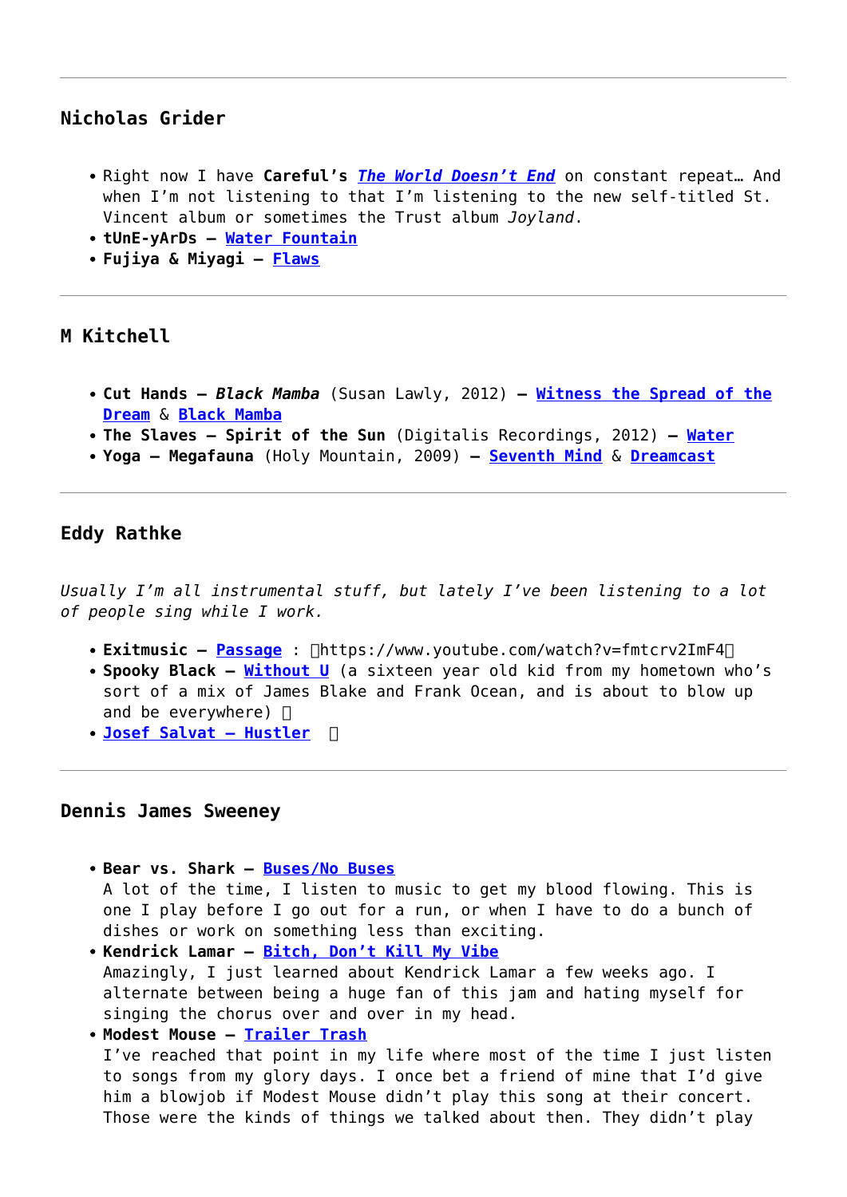---

### Nicholas Grider

- Right now I have **Careful's** ***The World Doesn't End*** on constant repeat… And when I'm not listening to that I'm listening to the new self-titled St. Vincent album or sometimes the Trust album *Joyland*.
- **tUnE-yArDs – Water Fountain**
- **Fujiya & Miyagi – Flaws**

---

### M Kitchell

- **Cut Hands – *Black Mamba*** (Susan Lawly, 2012) **– Witness the Spread of the Dream** & **Black Mamba**
- **The Slaves – Spirit of the Sun** (Digitalis Recordings, 2012) **– Water**
- **Yoga – Megafauna** (Holy Mountain, 2009) **– Seventh Mind** & **Dreamcast**

---

### Eddy Rathke

*Usually I'm all instrumental stuff, but lately I've been listening to a lot of people sing while I work.*

- **Exitmusic – Passage** : https://www.youtube.com/watch?v=fmtcrv2ImF4
- **Spooky Black – Without U** (a sixteen year old kid from my hometown who's sort of a mix of James Blake and Frank Ocean, and is about to blow up and be everywhere)
- **Josef Salvat – Hustler**

---

### Dennis James Sweeney

- **Bear vs. Shark – Buses/No Buses**
  A lot of the time, I listen to music to get my blood flowing. This is one I play before I go out for a run, or when I have to do a bunch of dishes or work on something less than exciting.
- **Kendrick Lamar – Bitch, Don't Kill My Vibe**
  Amazingly, I just learned about Kendrick Lamar a few weeks ago. I alternate between being a huge fan of this jam and hating myself for singing the chorus over and over in my head.
- **Modest Mouse – Trailer Trash**
  I've reached that point in my life where most of the time I just listen to songs from my glory days. I once bet a friend of mine that I'd give him a blowjob if Modest Mouse didn't play this song at their concert. Those were the kinds of things we talked about then. They didn't play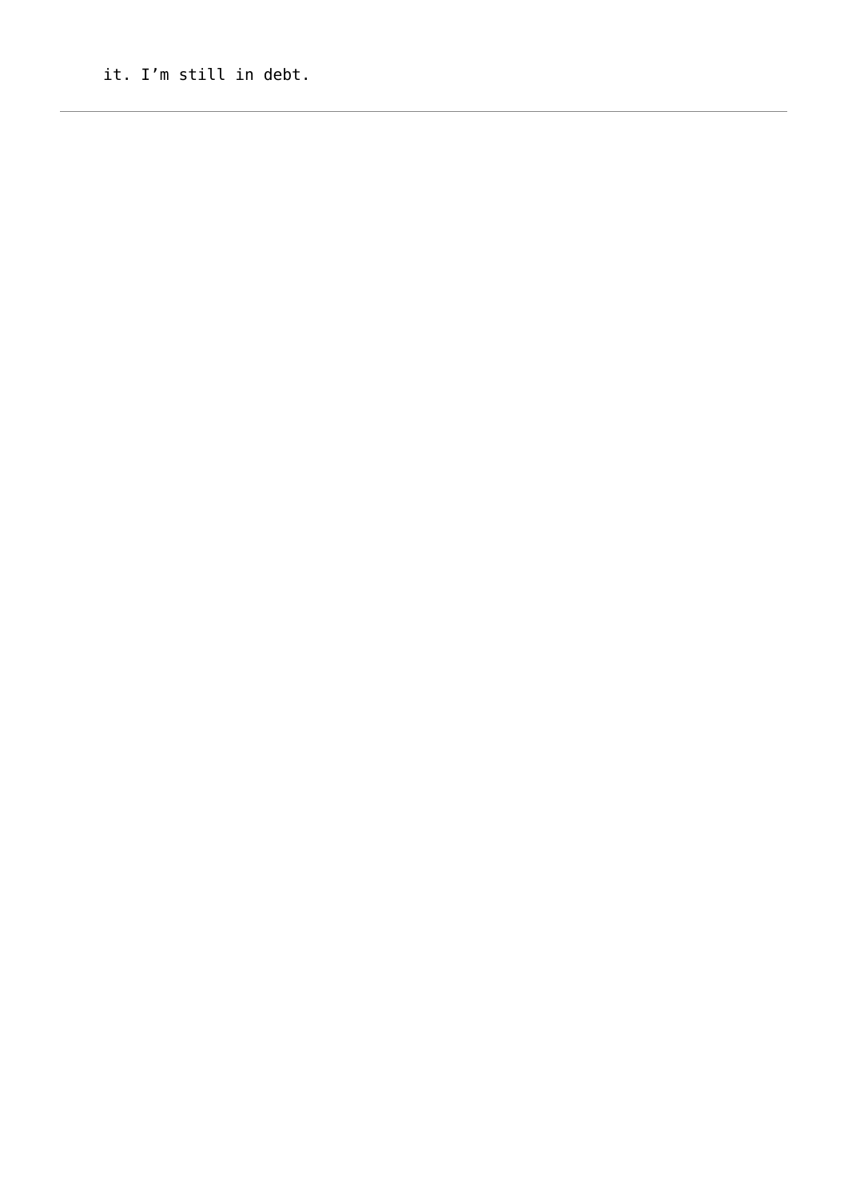it. I’m still in debt.

---